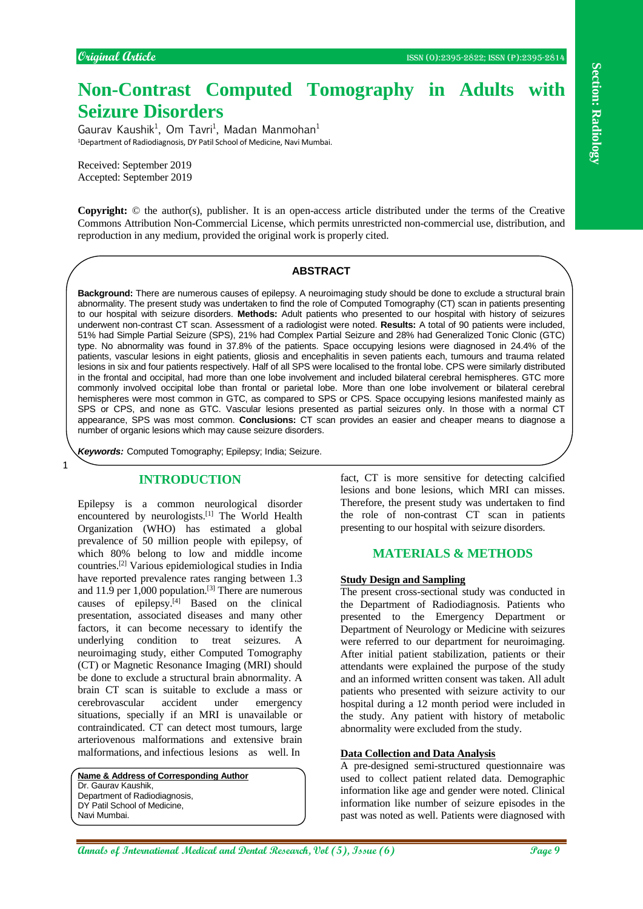Original Article

# Non-Contrast Computed Tomography in Adults with Seizure Disorders

Gaurav Kaushik[1], Om Tavri[1], Madan Manmohan[1]

[1]Department of Radiodiagnosis, DY Patil School of Medicine, Navi Mumbai.

Received: September 2019
Accepted: September 2019

**Copyright:** © the author(s), publisher. It is an open-access article distributed under the terms of the Creative Commons Attribution Non-Commercial License, which permits unrestricted non-commercial use, distribution, and reproduction in any medium, provided the original work is properly cited.

## ABSTRACT

**Background:** There are numerous causes of epilepsy. A neuroimaging study should be done to exclude a structural brain abnormality. The present study was undertaken to find the role of Computed Tomography (CT) scan in patients presenting to our hospital with seizure disorders. **Methods:** Adult patients who presented to our hospital with history of seizures underwent non-contrast CT scan. Assessment of a radiologist were noted. **Results:** A total of 90 patients were included, 51% had Simple Partial Seizure (SPS), 21% had Complex Partial Seizure and 28% had Generalized Tonic Clonic (GTC) type. No abnormality was found in 37.8% of the patients. Space occupying lesions were diagnosed in 24.4% of the patients, vascular lesions in eight patients, gliosis and encephalitis in seven patients each, tumours and trauma related lesions in six and four patients respectively. Half of all SPS were localised to the frontal lobe. CPS were similarly distributed in the frontal and occipital, had more than one lobe involvement and included bilateral cerebral hemispheres. GTC more commonly involved occipital lobe than frontal or parietal lobe. More than one lobe involvement or bilateral cerebral hemispheres were most common in GTC, as compared to SPS or CPS. Space occupying lesions manifested mainly as SPS or CPS, and none as GTC. Vascular lesions presented as partial seizures only. In those with a normal CT appearance, SPS was most common. **Conclusions:** CT scan provides an easier and cheaper means to diagnose a number of organic lesions which may cause seizure disorders.

***Keywords:*** Computed Tomography; Epilepsy; India; Seizure.

## INTRODUCTION

Epilepsy is a common neurological disorder encountered by neurologists.[1] The World Health Organization (WHO) has estimated a global prevalence of 50 million people with epilepsy, of which 80% belong to low and middle income countries.[2] Various epidemiological studies in India have reported prevalence rates ranging between 1.3 and 11.9 per 1,000 population.[3] There are numerous causes of epilepsy.[4] Based on the clinical presentation, associated diseases and many other factors, it can become necessary to identify the underlying condition to treat seizures. A neuroimaging study, either Computed Tomography (CT) or Magnetic Resonance Imaging (MRI) should be done to exclude a structural brain abnormality. A brain CT scan is suitable to exclude a mass or cerebrovascular accident under emergency situations, specially if an MRI is unavailable or contraindicated. CT can detect most tumours, large arteriovenous malformations and extensive brain malformations, and infectious lesions as well. In fact, CT is more sensitive for detecting calcified lesions and bone lesions, which MRI can misses. Therefore, the present study was undertaken to find the role of non-contrast CT scan in patients presenting to our hospital with seizure disorders.

**Name & Address of Corresponding Author**
Dr. Gaurav Kaushik,
Department of Radiodiagnosis,
DY Patil School of Medicine,
Navi Mumbai.

## MATERIALS & METHODS

### Study Design and Sampling

The present cross-sectional study was conducted in the Department of Radiodiagnosis. Patients who presented to the Emergency Department or Department of Neurology or Medicine with seizures were referred to our department for neuroimaging. After initial patient stabilization, patients or their attendants were explained the purpose of the study and an informed written consent was taken. All adult patients who presented with seizure activity to our hospital during a 12 month period were included in the study. Any patient with history of metabolic abnormality were excluded from the study.

### Data Collection and Data Analysis

A pre-designed semi-structured questionnaire was used to collect patient related data. Demographic information like age and gender were noted. Clinical information like number of seizure episodes in the past was noted as well. Patients were diagnosed with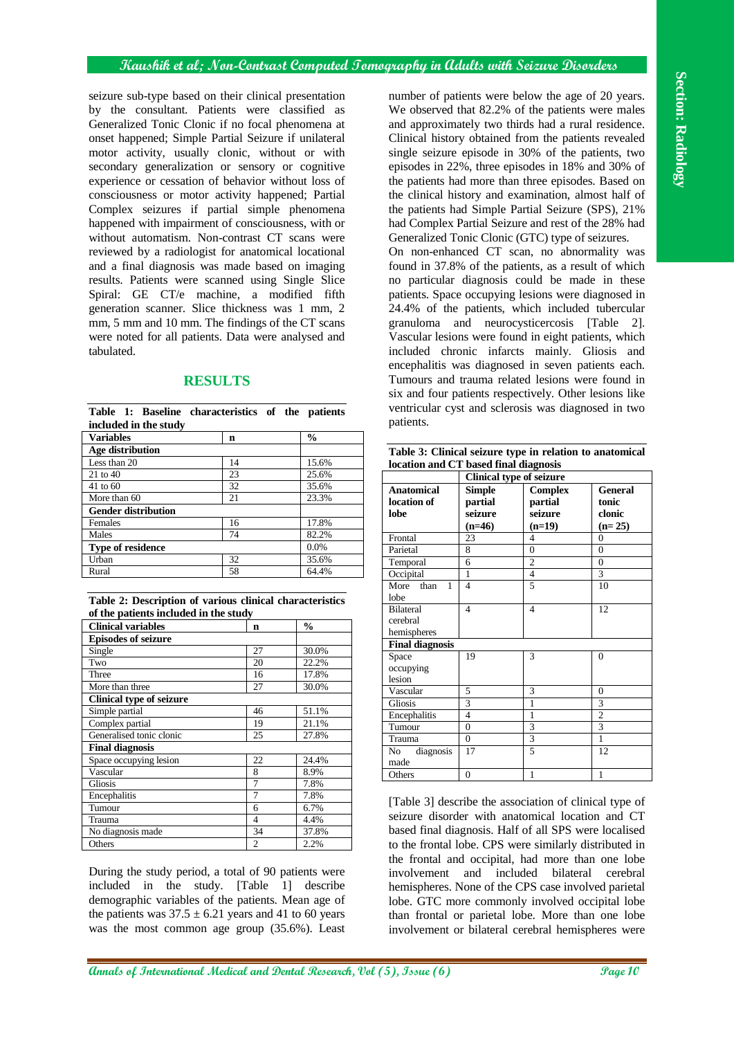seizure sub-type based on their clinical presentation by the consultant. Patients were classified as Generalized Tonic Clonic if no focal phenomena at onset happened; Simple Partial Seizure if unilateral motor activity, usually clonic, without or with secondary generalization or sensory or cognitive experience or cessation of behavior without loss of consciousness or motor activity happened; Partial Complex seizures if partial simple phenomena happened with impairment of consciousness, with or without automatism. Non-contrast CT scans were reviewed by a radiologist for anatomical locational and a final diagnosis was made based on imaging results. Patients were scanned using Single Slice Spiral: GE CT/e machine, a modified fifth generation scanner. Slice thickness was 1 mm, 2 mm, 5 mm and 10 mm. The findings of the CT scans were noted for all patients. Data were analysed and tabulated.

## RESULTS

**Table 1: Baseline characteristics of the patients included in the study**

| Variables | n | % |
|---|---|---|
| **Age distribution** | | |
| Less than 20 | 14 | 15.6% |
| 21 to 40 | 23 | 25.6% |
| 41 to 60 | 32 | 35.6% |
| More than 60 | 21 | 23.3% |
| **Gender distribution** | | |
| Females | 16 | 17.8% |
| Males | 74 | 82.2% |
| **Type of residence** | | 0.0% |
| Urban | 32 | 35.6% |
| Rural | 58 | 64.4% |

**Table 2: Description of various clinical characteristics of the patients included in the study**

| Clinical variables | n | % |
|---|---|---|
| **Episodes of seizure** | | |
| Single | 27 | 30.0% |
| Two | 20 | 22.2% |
| Three | 16 | 17.8% |
| More than three | 27 | 30.0% |
| **Clinical type of seizure** | | |
| Simple partial | 46 | 51.1% |
| Complex partial | 19 | 21.1% |
| Generalised tonic clonic | 25 | 27.8% |
| **Final diagnosis** | | |
| Space occupying lesion | 22 | 24.4% |
| Vascular | 8 | 8.9% |
| Gliosis | 7 | 7.8% |
| Encephalitis | 7 | 7.8% |
| Tumour | 6 | 6.7% |
| Trauma | 4 | 4.4% |
| No diagnosis made | 34 | 37.8% |
| Others | 2 | 2.2% |

During the study period, a total of 90 patients were included in the study. [Table 1] describe demographic variables of the patients. Mean age of the patients was $37.5 \pm 6.21$ years and 41 to 60 years was the most common age group (35.6%). Least number of patients were below the age of 20 years. We observed that 82.2% of the patients were males and approximately two thirds had a rural residence. Clinical history obtained from the patients revealed single seizure episode in 30% of the patients, two episodes in 22%, three episodes in 18% and 30% of the patients had more than three episodes. Based on the clinical history and examination, almost half of the patients had Simple Partial Seizure (SPS), 21% had Complex Partial Seizure and rest of the 28% had Generalized Tonic Clonic (GTC) type of seizures.

On non-enhanced CT scan, no abnormality was found in 37.8% of the patients, as a result of which no particular diagnosis could be made in these patients. Space occupying lesions were diagnosed in 24.4% of the patients, which included tubercular granuloma and neurocysticercosis [Table 2]. Vascular lesions were found in eight patients, which included chronic infarcts mainly. Gliosis and encephalitis was diagnosed in seven patients each. Tumours and trauma related lesions were found in six and four patients respectively. Other lesions like ventricular cyst and sclerosis was diagnosed in two patients.

**Table 3: Clinical seizure type in relation to anatomical location and CT based final diagnosis**

| | Clinical type of seizure | | |
|---|---|---|---|
| **Anatomical location of lobe** | **Simple partial seizure (n=46)** | **Complex partial seizure (n=19)** | **General tonic clonic (n= 25)** |
| Frontal | 23 | 4 | 0 |
| Parietal | 8 | 0 | 0 |
| Temporal | 6 | 2 | 0 |
| Occipital | 1 | 4 | 3 |
| More than 1 lobe | 4 | 5 | 10 |
| Bilateral cerebral hemispheres | 4 | 4 | 12 |
| **Final diagnosis** | | | |
| Space occupying lesion | 19 | 3 | 0 |
| Vascular | 5 | 3 | 0 |
| Gliosis | 3 | 1 | 3 |
| Encephalitis | 4 | 1 | 2 |
| Tumour | 0 | 3 | 3 |
| Trauma | 0 | 3 | 1 |
| No diagnosis made | 17 | 5 | 12 |
| Others | 0 | 1 | 1 |

[Table 3] describe the association of clinical type of seizure disorder with anatomical location and CT based final diagnosis. Half of all SPS were localised to the frontal lobe. CPS were similarly distributed in the frontal and occipital, had more than one lobe involvement and included bilateral cerebral hemispheres. None of the CPS case involved parietal lobe. GTC more commonly involved occipital lobe than frontal or parietal lobe. More than one lobe involvement or bilateral cerebral hemispheres were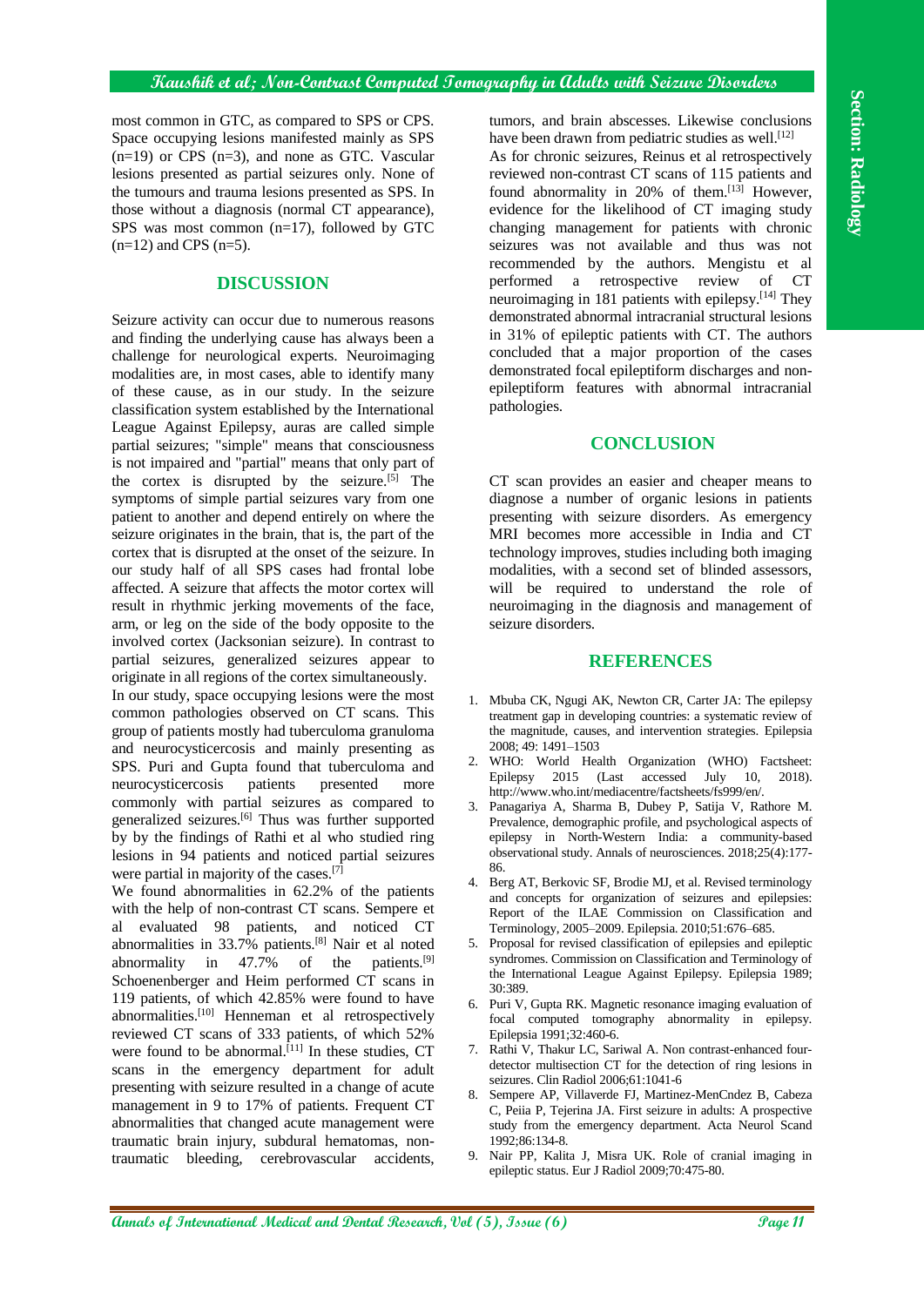most common in GTC, as compared to SPS or CPS. Space occupying lesions manifested mainly as SPS (n=19) or CPS (n=3), and none as GTC. Vascular lesions presented as partial seizures only. None of the tumours and trauma lesions presented as SPS. In those without a diagnosis (normal CT appearance), SPS was most common (n=17), followed by GTC (n=12) and CPS (n=5).

## DISCUSSION

Seizure activity can occur due to numerous reasons and finding the underlying cause has always been a challenge for neurological experts. Neuroimaging modalities are, in most cases, able to identify many of these cause, as in our study. In the seizure classification system established by the International League Against Epilepsy, auras are called simple partial seizures; "simple" means that consciousness is not impaired and "partial" means that only part of the cortex is disrupted by the seizure.[5] The symptoms of simple partial seizures vary from one patient to another and depend entirely on where the seizure originates in the brain, that is, the part of the cortex that is disrupted at the onset of the seizure. In our study half of all SPS cases had frontal lobe affected. A seizure that affects the motor cortex will result in rhythmic jerking movements of the face, arm, or leg on the side of the body opposite to the involved cortex (Jacksonian seizure). In contrast to partial seizures, generalized seizures appear to originate in all regions of the cortex simultaneously.

In our study, space occupying lesions were the most common pathologies observed on CT scans. This group of patients mostly had tuberculoma granuloma and neurocysticercosis and mainly presenting as SPS. Puri and Gupta found that tuberculoma and neurocysticercosis patients presented more commonly with partial seizures as compared to generalized seizures.[6] Thus was further supported by by the findings of Rathi et al who studied ring lesions in 94 patients and noticed partial seizures were partial in majority of the cases.[7]

We found abnormalities in 62.2% of the patients with the help of non-contrast CT scans. Sempere et al evaluated 98 patients, and noticed CT abnormalities in 33.7% patients.[8] Nair et al noted abnormality in 47.7% of the patients.[9] Schoenenberger and Heim performed CT scans in 119 patients, of which 42.85% were found to have abnormalities.[10] Henneman et al retrospectively reviewed CT scans of 333 patients, of which 52% were found to be abnormal.[11] In these studies, CT scans in the emergency department for adult presenting with seizure resulted in a change of acute management in 9 to 17% of patients. Frequent CT abnormalities that changed acute management were traumatic brain injury, subdural hematomas, non-traumatic bleeding, cerebrovascular accidents, tumors, and brain abscesses. Likewise conclusions have been drawn from pediatric studies as well.[12]

As for chronic seizures, Reinus et al retrospectively reviewed non-contrast CT scans of 115 patients and found abnormality in 20% of them.[13] However, evidence for the likelihood of CT imaging study changing management for patients with chronic seizures was not available and thus was not recommended by the authors. Mengistu et al performed a retrospective review of CT neuroimaging in 181 patients with epilepsy.[14] They demonstrated abnormal intracranial structural lesions in 31% of epileptic patients with CT. The authors concluded that a major proportion of the cases demonstrated focal epileptiform discharges and non-epileptiform features with abnormal intracranial pathologies.

## CONCLUSION

CT scan provides an easier and cheaper means to diagnose a number of organic lesions in patients presenting with seizure disorders. As emergency MRI becomes more accessible in India and CT technology improves, studies including both imaging modalities, with a second set of blinded assessors, will be required to understand the role of neuroimaging in the diagnosis and management of seizure disorders.

## REFERENCES

1. Mbuba CK, Ngugi AK, Newton CR, Carter JA: The epilepsy treatment gap in developing countries: a systematic review of the magnitude, causes, and intervention strategies. Epilepsia 2008; 49: 1491–1503
2. WHO: World Health Organization (WHO) Factsheet: Epilepsy 2015 (Last accessed July 10, 2018). http://www.who.int/mediacentre/factsheets/fs999/en/.
3. Panagariya A, Sharma B, Dubey P, Satija V, Rathore M. Prevalence, demographic profile, and psychological aspects of epilepsy in North-Western India: a community-based observational study. Annals of neurosciences. 2018;25(4):177-86.
4. Berg AT, Berkovic SF, Brodie MJ, et al. Revised terminology and concepts for organization of seizures and epilepsies: Report of the ILAE Commission on Classification and Terminology, 2005–2009. Epilepsia. 2010;51:676–685.
5. Proposal for revised classification of epilepsies and epileptic syndromes. Commission on Classification and Terminology of the International League Against Epilepsy. Epilepsia 1989; 30:389.
6. Puri V, Gupta RK. Magnetic resonance imaging evaluation of focal computed tomography abnormality in epilepsy. Epilepsia 1991;32:460-6.
7. Rathi V, Thakur LC, Sariwal A. Non contrast-enhanced four-detector multisection CT for the detection of ring lesions in seizures. Clin Radiol 2006;61:1041-6
8. Sempere AP, Villaverde FJ, Martinez-MenCndez B, Cabeza C, Peiia P, Tejerina JA. First seizure in adults: A prospective study from the emergency department. Acta Neurol Scand 1992;86:134-8.
9. Nair PP, Kalita J, Misra UK. Role of cranial imaging in epileptic status. Eur J Radiol 2009;70:475-80.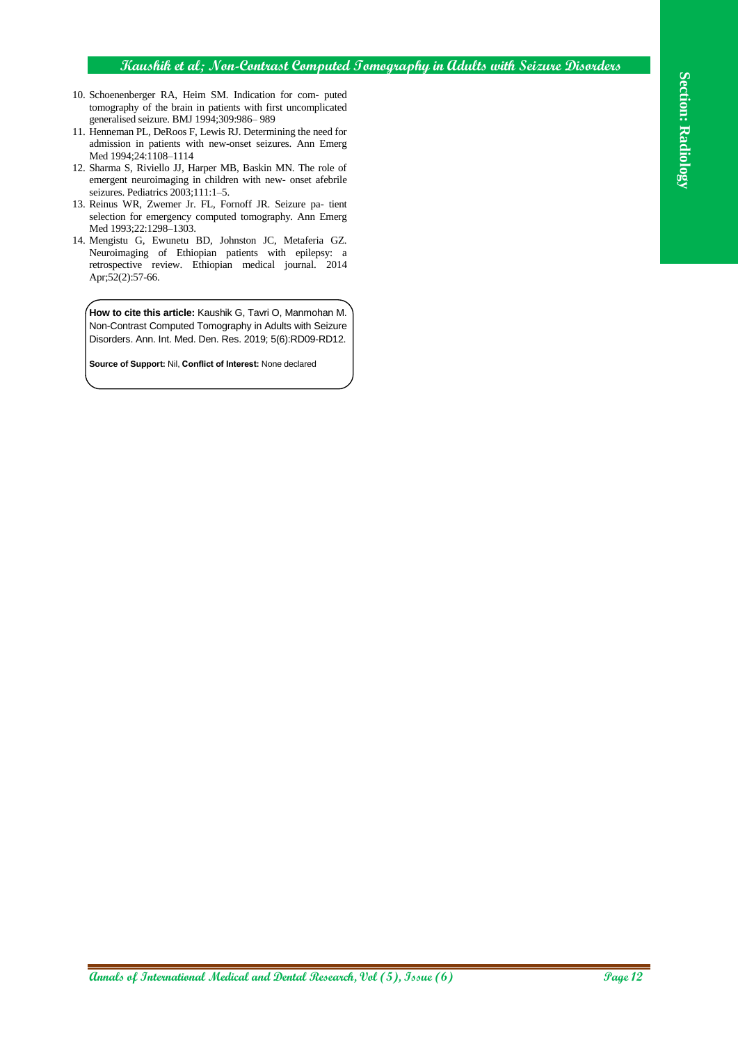10. Schoenenberger RA, Heim SM. Indication for com- puted tomography of the brain in patients with first uncomplicated generalised seizure. BMJ 1994;309:986– 989
11. Henneman PL, DeRoos F, Lewis RJ. Determining the need for admission in patients with new-onset seizures. Ann Emerg Med 1994;24:1108–1114
12. Sharma S, Riviello JJ, Harper MB, Baskin MN. The role of emergent neuroimaging in children with new- onset afebrile seizures. Pediatrics 2003;111:1–5.
13. Reinus WR, Zwemer Jr. FL, Fornoff JR. Seizure pa- tient selection for emergency computed tomography. Ann Emerg Med 1993;22:1298–1303.
14. Mengistu G, Ewunetu BD, Johnston JC, Metaferia GZ. Neuroimaging of Ethiopian patients with epilepsy: a retrospective review. Ethiopian medical journal. 2014 Apr;52(2):57-66.

**How to cite this article:** Kaushik G, Tavri O, Manmohan M. Non-Contrast Computed Tomography in Adults with Seizure Disorders. Ann. Int. Med. Den. Res. 2019; 5(6):RD09-RD12.

**Source of Support:** Nil, **Conflict of Interest:** None declared